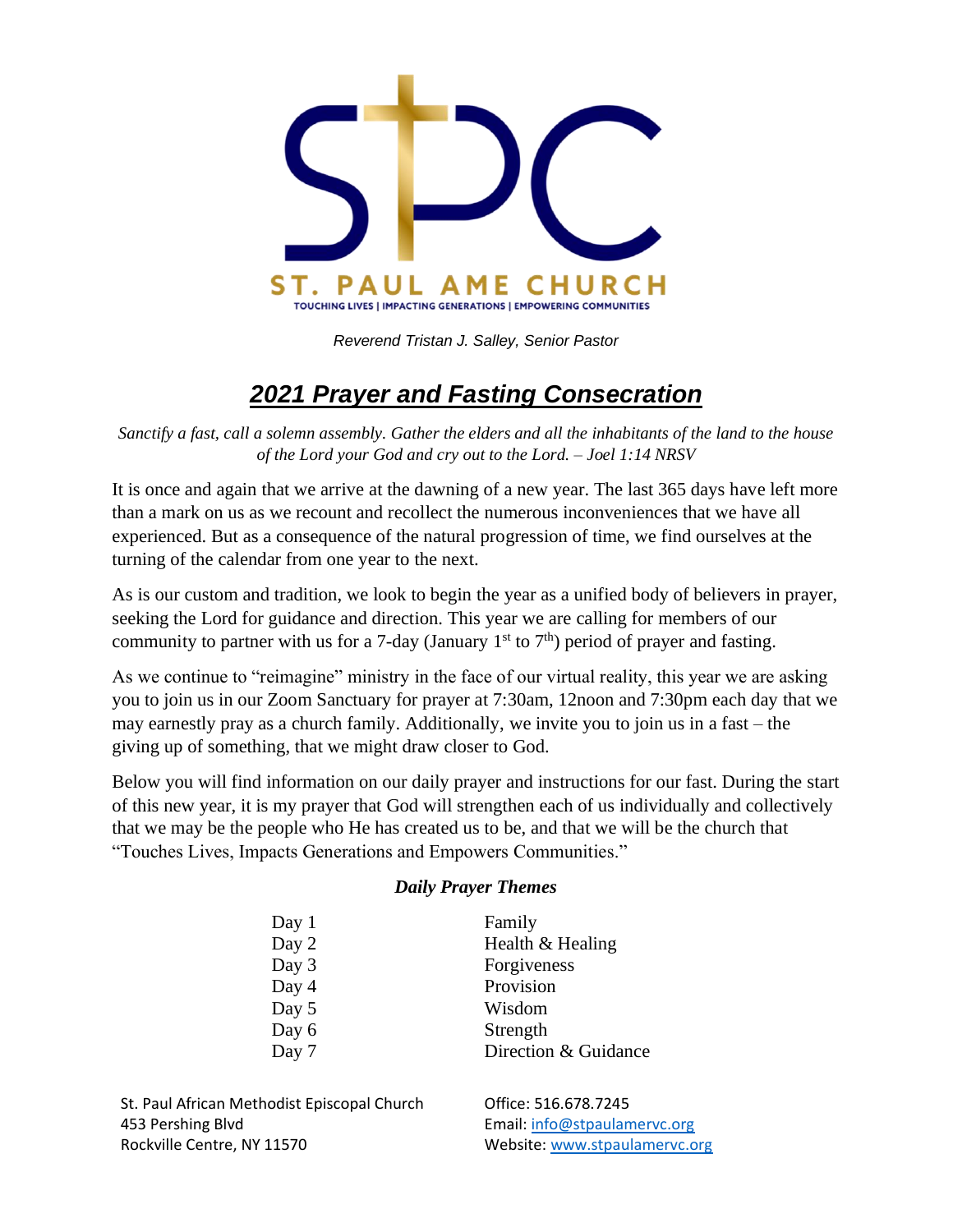ST. PAUL AME CHURCH

TOUCHING LIVES | IMPACTING GENERATIONS | EMPOWERING COMMUNITIES

*Reverend Tristan J. Salley, Senior Pastor*

# ***2021 Prayer and Fasting Consecration***

*Sanctify a fast, call a solemn assembly. Gather the elders and all the inhabitants of the land to the house of the Lord your God and cry out to the Lord. – Joel 1:14 NRSV*

It is once and again that we arrive at the dawning of a new year. The last 365 days have left more than a mark on us as we recount and recollect the numerous inconveniences that we have all experienced. But as a consequence of the natural progression of time, we find ourselves at the turning of the calendar from one year to the next.

As is our custom and tradition, we look to begin the year as a unified body of believers in prayer, seeking the Lord for guidance and direction. This year we are calling for members of our community to partner with us for a 7-day (January 1st to 7th) period of prayer and fasting.

As we continue to "reimagine" ministry in the face of our virtual reality, this year we are asking you to join us in our Zoom Sanctuary for prayer at 7:30am, 12noon and 7:30pm each day that we may earnestly pray as a church family. Additionally, we invite you to join us in a fast – the giving up of something, that we might draw closer to God.

Below you will find information on our daily prayer and instructions for our fast. During the start of this new year, it is my prayer that God will strengthen each of us individually and collectively that we may be the people who He has created us to be, and that we will be the church that "Touches Lives, Impacts Generations and Empowers Communities."

### *Daily Prayer Themes*

| | |
|---|---|
| Day 1 | Family |
| Day 2 | Health & Healing |
| Day 3 | Forgiveness |
| Day 4 | Provision |
| Day 5 | Wisdom |
| Day 6 | Strength |
| Day 7 | Direction & Guidance |

St. Paul African Methodist Episcopal Church
453 Pershing Blvd
Rockville Centre, NY 11570

Office: 516.678.7245
Email: info@stpaulamervc.org
Website: www.stpaulamervc.org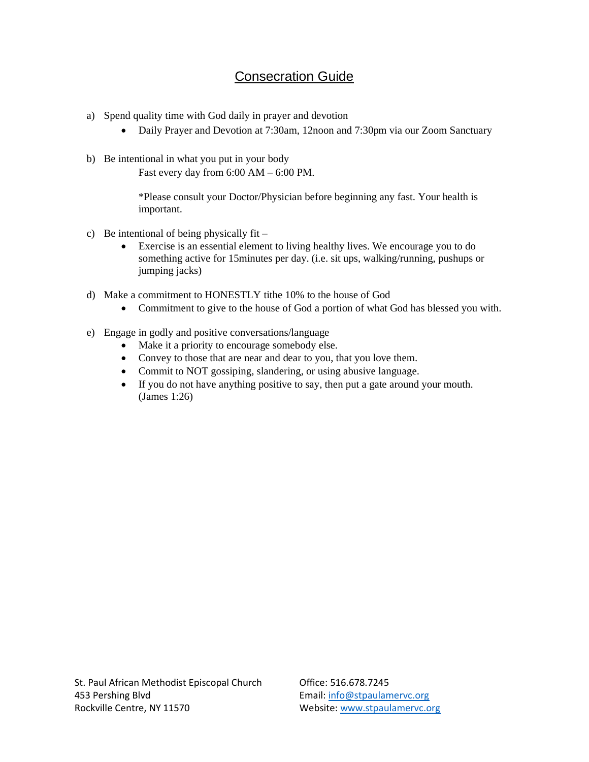# Consecration Guide

a) Spend quality time with God daily in prayer and devotion

- Daily Prayer and Devotion at 7:30am, 12noon and 7:30pm via our Zoom Sanctuary

b) Be intentional in what you put in your body

Fast every day from 6:00 AM – 6:00 PM.

*Please consult your Doctor/Physician before beginning any fast. Your health is important.

c) Be intentional of being physically fit –

- Exercise is an essential element to living healthy lives. We encourage you to do something active for 15minutes per day. (i.e. sit ups, walking/running, pushups or jumping jacks)

d) Make a commitment to HONESTLY tithe 10% to the house of God

- Commitment to give to the house of God a portion of what God has blessed you with.

e) Engage in godly and positive conversations/language

- Make it a priority to encourage somebody else.
- Convey to those that are near and dear to you, that you love them.
- Commit to NOT gossiping, slandering, or using abusive language.
- If you do not have anything positive to say, then put a gate around your mouth. (James 1:26)

St. Paul African Methodist Episcopal Church
453 Pershing Blvd
Rockville Centre, NY 11570

Office: 516.678.7245
Email: info@stpaulamervc.org
Website: www.stpaulamervc.org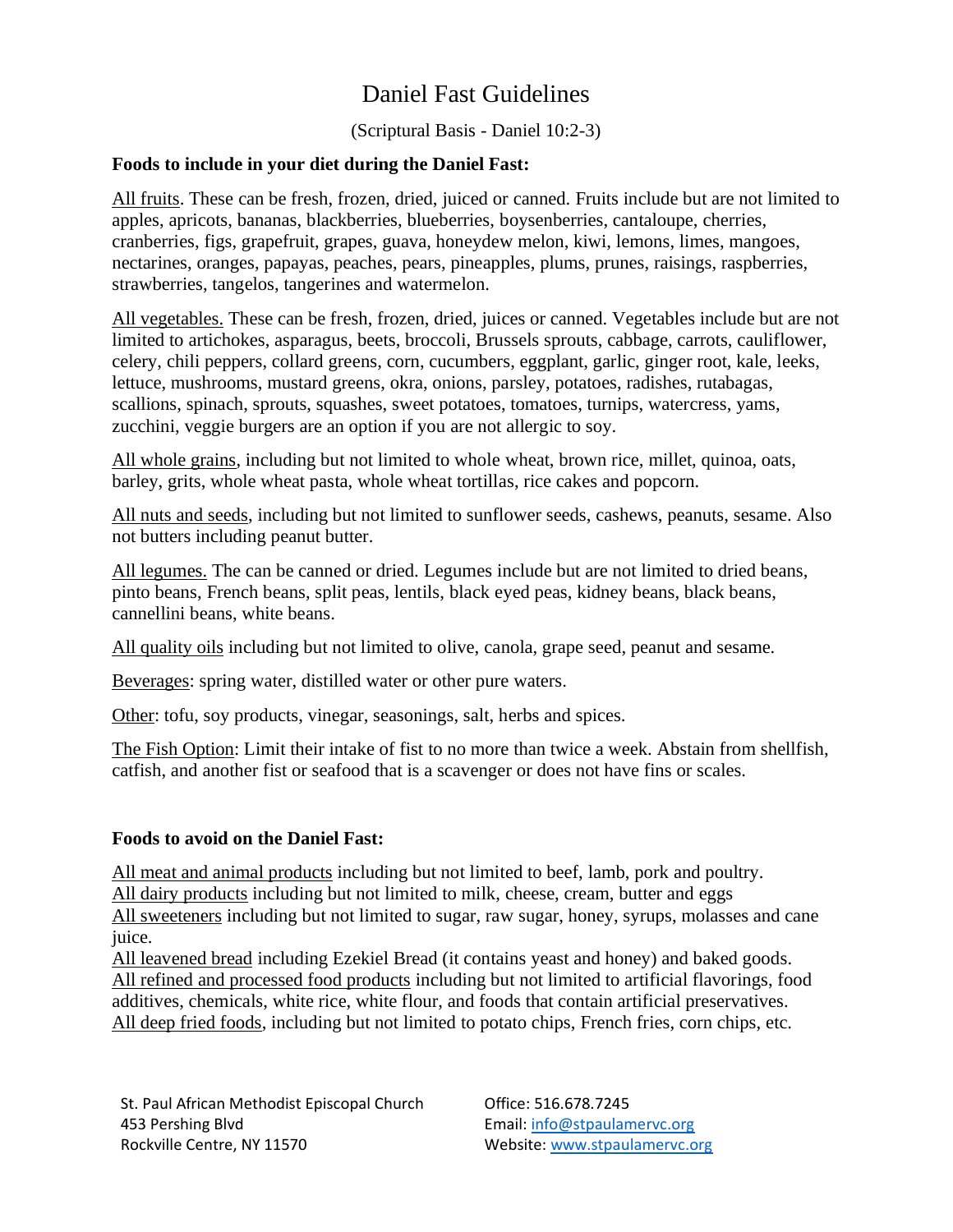# Daniel Fast Guidelines

(Scriptural Basis - Daniel 10:2-3)

**Foods to include in your diet during the Daniel Fast:**

All fruits. These can be fresh, frozen, dried, juiced or canned. Fruits include but are not limited to apples, apricots, bananas, blackberries, blueberries, boysenberries, cantaloupe, cherries, cranberries, figs, grapefruit, grapes, guava, honeydew melon, kiwi, lemons, limes, mangoes, nectarines, oranges, papayas, peaches, pears, pineapples, plums, prunes, raisings, raspberries, strawberries, tangelos, tangerines and watermelon.

All vegetables. These can be fresh, frozen, dried, juices or canned. Vegetables include but are not limited to artichokes, asparagus, beets, broccoli, Brussels sprouts, cabbage, carrots, cauliflower, celery, chili peppers, collard greens, corn, cucumbers, eggplant, garlic, ginger root, kale, leeks, lettuce, mushrooms, mustard greens, okra, onions, parsley, potatoes, radishes, rutabagas, scallions, spinach, sprouts, squashes, sweet potatoes, tomatoes, turnips, watercress, yams, zucchini, veggie burgers are an option if you are not allergic to soy.

All whole grains, including but not limited to whole wheat, brown rice, millet, quinoa, oats, barley, grits, whole wheat pasta, whole wheat tortillas, rice cakes and popcorn.

All nuts and seeds, including but not limited to sunflower seeds, cashews, peanuts, sesame. Also not butters including peanut butter.

All legumes. The can be canned or dried. Legumes include but are not limited to dried beans, pinto beans, French beans, split peas, lentils, black eyed peas, kidney beans, black beans, cannellini beans, white beans.

All quality oils including but not limited to olive, canola, grape seed, peanut and sesame.

Beverages: spring water, distilled water or other pure waters.

Other: tofu, soy products, vinegar, seasonings, salt, herbs and spices.

The Fish Option: Limit their intake of fist to no more than twice a week. Abstain from shellfish, catfish, and another fist or seafood that is a scavenger or does not have fins or scales.

**Foods to avoid on the Daniel Fast:**

All meat and animal products including but not limited to beef, lamb, pork and poultry.
All dairy products including but not limited to milk, cheese, cream, butter and eggs
All sweeteners including but not limited to sugar, raw sugar, honey, syrups, molasses and cane juice.
All leavened bread including Ezekiel Bread (it contains yeast and honey) and baked goods.
All refined and processed food products including but not limited to artificial flavorings, food additives, chemicals, white rice, white flour, and foods that contain artificial preservatives.
All deep fried foods, including but not limited to potato chips, French fries, corn chips, etc.

St. Paul African Methodist Episcopal Church
453 Pershing Blvd
Rockville Centre, NY 11570

Office: 516.678.7245
Email: info@stpaulamervc.org
Website: www.stpaulamervc.org